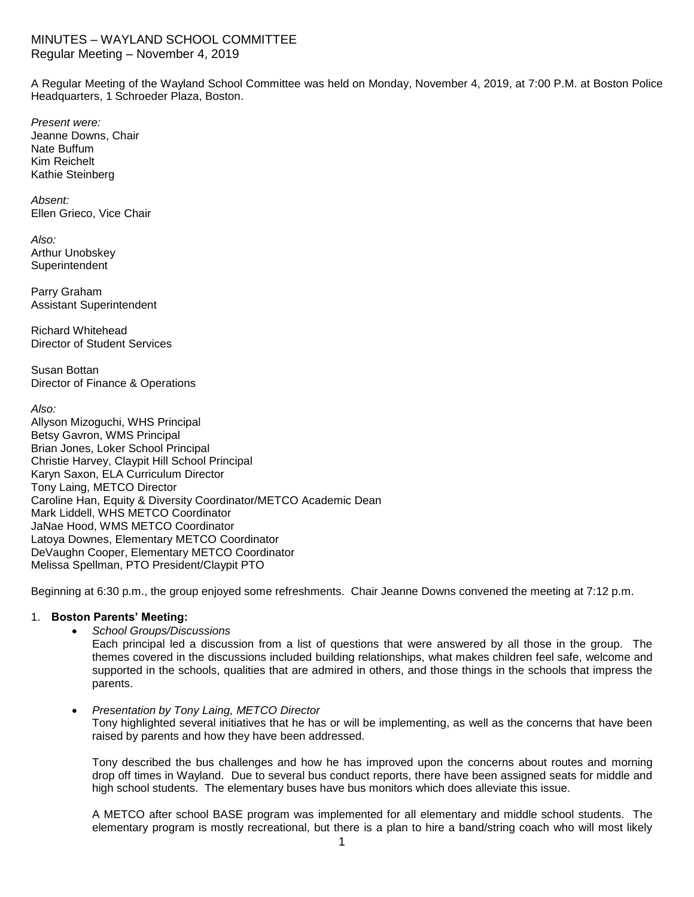# MINUTES – WAYLAND SCHOOL COMMITTEE
Regular Meeting – November 4, 2019

A Regular Meeting of the Wayland School Committee was held on Monday, November 4, 2019, at 7:00 P.M. at Boston Police Headquarters, 1 Schroeder Plaza, Boston.

*Present were:*
Jeanne Downs, Chair
Nate Buffum
Kim Reichelt
Kathie Steinberg

*Absent:*
Ellen Grieco, Vice Chair

*Also:*
Arthur Unobskey
Superintendent

Parry Graham
Assistant Superintendent

Richard Whitehead
Director of Student Services

Susan Bottan
Director of Finance & Operations

*Also:*
Allyson Mizoguchi, WHS Principal
Betsy Gavron, WMS Principal
Brian Jones, Loker School Principal
Christie Harvey, Claypit Hill School Principal
Karyn Saxon, ELA Curriculum Director
Tony Laing, METCO Director
Caroline Han, Equity & Diversity Coordinator/METCO Academic Dean
Mark Liddell, WHS METCO Coordinator
JaNae Hood, WMS METCO Coordinator
Latoya Downes, Elementary METCO Coordinator
DeVaughn Cooper, Elementary METCO Coordinator
Melissa Spellman, PTO President/Claypit PTO

Beginning at 6:30 p.m., the group enjoyed some refreshments. Chair Jeanne Downs convened the meeting at 7:12 p.m.

1. **Boston Parents' Meeting:**
   - *School Groups/Discussions*
     Each principal led a discussion from a list of questions that were answered by all those in the group. The themes covered in the discussions included building relationships, what makes children feel safe, welcome and supported in the schools, qualities that are admired in others, and those things in the schools that impress the parents.

   - *Presentation by Tony Laing, METCO Director*
     Tony highlighted several initiatives that he has or will be implementing, as well as the concerns that have been raised by parents and how they have been addressed.

     Tony described the bus challenges and how he has improved upon the concerns about routes and morning drop off times in Wayland. Due to several bus conduct reports, there have been assigned seats for middle and high school students. The elementary buses have bus monitors which does alleviate this issue.

     A METCO after school BASE program was implemented for all elementary and middle school students. The elementary program is mostly recreational, but there is a plan to hire a band/string coach who will most likely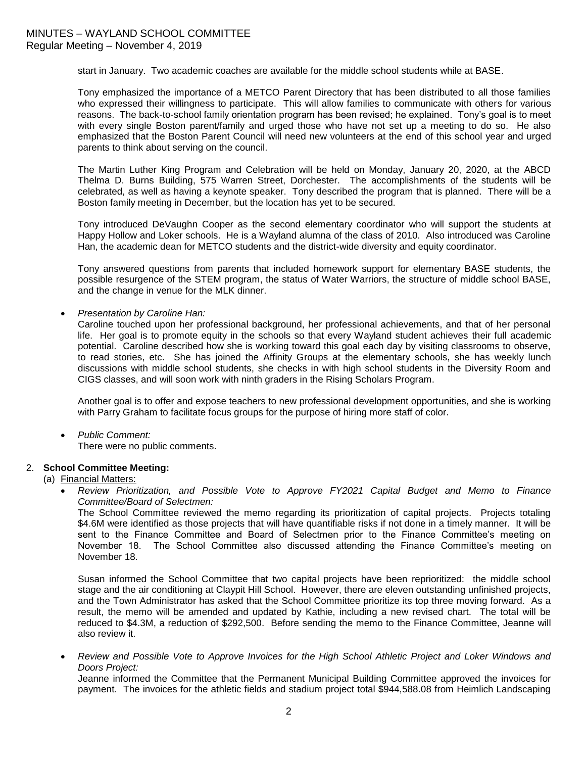start in January. Two academic coaches are available for the middle school students while at BASE.

Tony emphasized the importance of a METCO Parent Directory that has been distributed to all those families who expressed their willingness to participate. This will allow families to communicate with others for various reasons. The back-to-school family orientation program has been revised; he explained. Tony's goal is to meet with every single Boston parent/family and urged those who have not set up a meeting to do so. He also emphasized that the Boston Parent Council will need new volunteers at the end of this school year and urged parents to think about serving on the council.

The Martin Luther King Program and Celebration will be held on Monday, January 20, 2020, at the ABCD Thelma D. Burns Building, 575 Warren Street, Dorchester. The accomplishments of the students will be celebrated, as well as having a keynote speaker. Tony described the program that is planned. There will be a Boston family meeting in December, but the location has yet to be secured.

Tony introduced DeVaughn Cooper as the second elementary coordinator who will support the students at Happy Hollow and Loker schools. He is a Wayland alumna of the class of 2010. Also introduced was Caroline Han, the academic dean for METCO students and the district-wide diversity and equity coordinator.

Tony answered questions from parents that included homework support for elementary BASE students, the possible resurgence of the STEM program, the status of Water Warriors, the structure of middle school BASE, and the change in venue for the MLK dinner.

- *Presentation by Caroline Han:*
  Caroline touched upon her professional background, her professional achievements, and that of her personal life. Her goal is to promote equity in the schools so that every Wayland student achieves their full academic potential. Caroline described how she is working toward this goal each day by visiting classrooms to observe, to read stories, etc. She has joined the Affinity Groups at the elementary schools, she has weekly lunch discussions with middle school students, she checks in with high school students in the Diversity Room and CIGS classes, and will soon work with ninth graders in the Rising Scholars Program.

  Another goal is to offer and expose teachers to new professional development opportunities, and she is working with Parry Graham to facilitate focus groups for the purpose of hiring more staff of color.

- *Public Comment:*
  There were no public comments.

2. **School Committee Meeting:**

(a) Financial Matters:

- *Review Prioritization, and Possible Vote to Approve FY2021 Capital Budget and Memo to Finance Committee/Board of Selectmen:*
  The School Committee reviewed the memo regarding its prioritization of capital projects. Projects totaling \$4.6M were identified as those projects that will have quantifiable risks if not done in a timely manner. It will be sent to the Finance Committee and Board of Selectmen prior to the Finance Committee's meeting on November 18. The School Committee also discussed attending the Finance Committee's meeting on November 18.

  Susan informed the School Committee that two capital projects have been reprioritized: the middle school stage and the air conditioning at Claypit Hill School. However, there are eleven outstanding unfinished projects, and the Town Administrator has asked that the School Committee prioritize its top three moving forward. As a result, the memo will be amended and updated by Kathie, including a new revised chart. The total will be reduced to \$4.3M, a reduction of \$292,500. Before sending the memo to the Finance Committee, Jeanne will also review it.

- *Review and Possible Vote to Approve Invoices for the High School Athletic Project and Loker Windows and Doors Project:*
  Jeanne informed the Committee that the Permanent Municipal Building Committee approved the invoices for payment. The invoices for the athletic fields and stadium project total \$944,588.08 from Heimlich Landscaping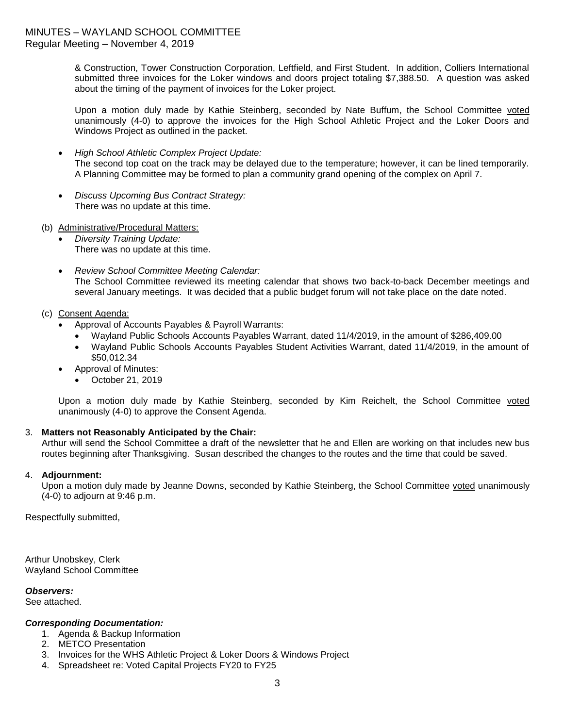& Construction, Tower Construction Corporation, Leftfield, and First Student. In addition, Colliers International submitted three invoices for the Loker windows and doors project totaling $7,388.50. A question was asked about the timing of the payment of invoices for the Loker project.

Upon a motion duly made by Kathie Steinberg, seconded by Nate Buffum, the School Committee voted unanimously (4-0) to approve the invoices for the High School Athletic Project and the Loker Doors and Windows Project as outlined in the packet.

- *High School Athletic Complex Project Update:*
  The second top coat on the track may be delayed due to the temperature; however, it can be lined temporarily. A Planning Committee may be formed to plan a community grand opening of the complex on April 7.

- *Discuss Upcoming Bus Contract Strategy:*
  There was no update at this time.

(b) Administrative/Procedural Matters:

- *Diversity Training Update:*
  There was no update at this time.

- *Review School Committee Meeting Calendar:*
  The School Committee reviewed its meeting calendar that shows two back-to-back December meetings and several January meetings. It was decided that a public budget forum will not take place on the date noted.

(c) Consent Agenda:

- Approval of Accounts Payables & Payroll Warrants:
  - Wayland Public Schools Accounts Payables Warrant, dated 11/4/2019, in the amount of $286,409.00
  - Wayland Public Schools Accounts Payables Student Activities Warrant, dated 11/4/2019, in the amount of $50,012.34
- Approval of Minutes:
  - October 21, 2019

Upon a motion duly made by Kathie Steinberg, seconded by Kim Reichelt, the School Committee voted unanimously (4-0) to approve the Consent Agenda.

3. **Matters not Reasonably Anticipated by the Chair:**
   Arthur will send the School Committee a draft of the newsletter that he and Ellen are working on that includes new bus routes beginning after Thanksgiving. Susan described the changes to the routes and the time that could be saved.

4. **Adjournment:**
   Upon a motion duly made by Jeanne Downs, seconded by Kathie Steinberg, the School Committee voted unanimously (4-0) to adjourn at 9:46 p.m.

Respectfully submitted,

Arthur Unobskey, Clerk
Wayland School Committee

***Observers:***
See attached.

***Corresponding Documentation:***

1. Agenda & Backup Information
2. METCO Presentation
3. Invoices for the WHS Athletic Project & Loker Doors & Windows Project
4. Spreadsheet re: Voted Capital Projects FY20 to FY25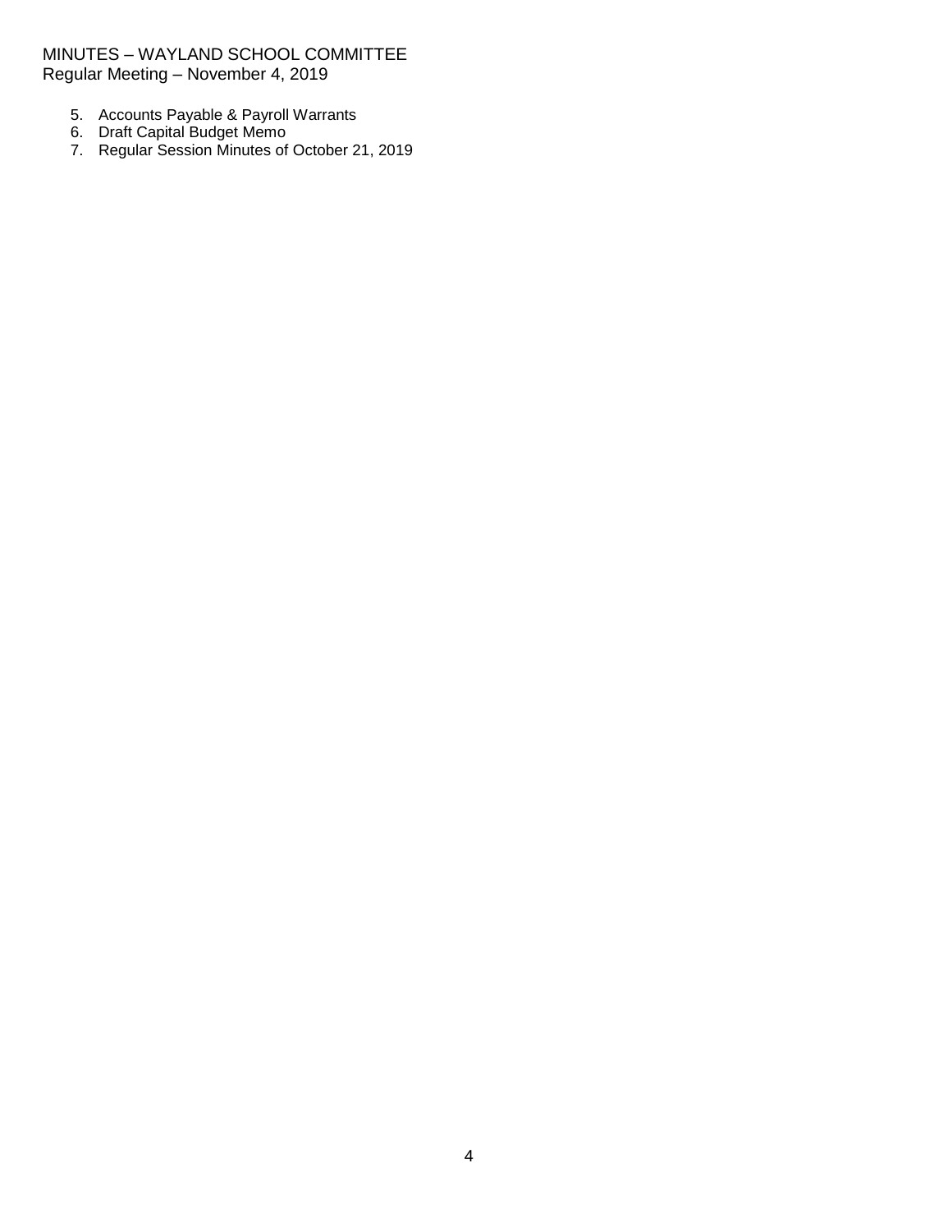5. Accounts Payable & Payroll Warrants
6. Draft Capital Budget Memo
7. Regular Session Minutes of October 21, 2019